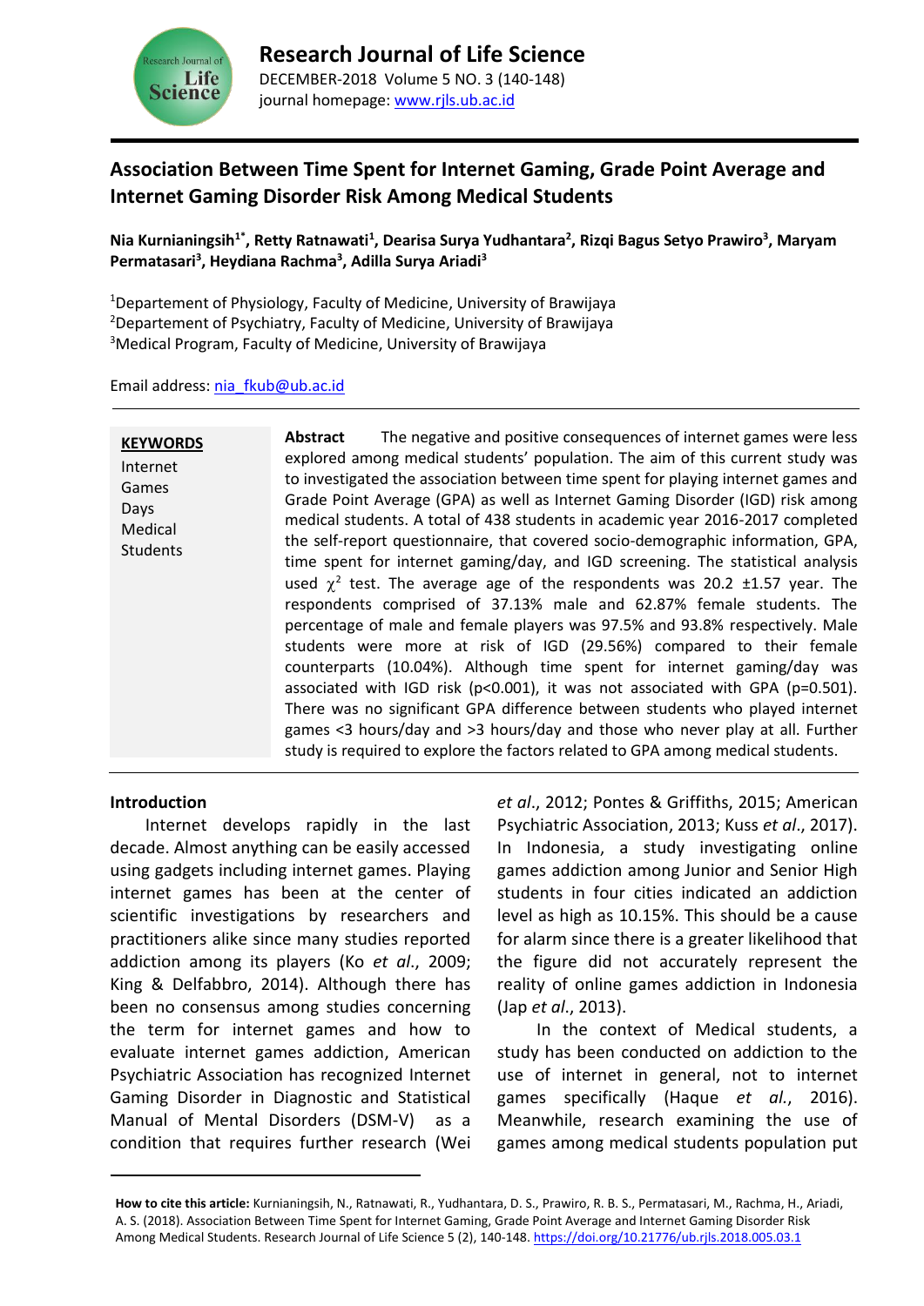# Association Between Time Spent for Internet Gaming, Grade Point Average and Internet Gaming Disorder Risk Among Medical Students

**Nia Kurnianingsih[1*], Retty Ratnawati[1], Dearisa Surya Yudhantara[2], Rizqi Bagus Setyo Prawiro[3], Maryam Permatasari[3], Heydiana Rachma[3], Adilla Surya Ariadi[3]**

[1]Departement of Physiology, Faculty of Medicine, University of Brawijaya
[2]Departement of Psychiatry, Faculty of Medicine, University of Brawijaya
[3]Medical Program, Faculty of Medicine, University of Brawijaya

Email address: nia_fkub@ub.ac.id

**KEYWORDS**
Internet
Games
Days
Medical
Students

**Abstract** The negative and positive consequences of internet games were less explored among medical students' population. The aim of this current study was to investigated the association between time spent for playing internet games and Grade Point Average (GPA) as well as Internet Gaming Disorder (IGD) risk among medical students. A total of 438 students in academic year 2016-2017 completed the self-report questionnaire, that covered socio-demographic information, GPA, time spent for internet gaming/day, and IGD screening. The statistical analysis used $\chi^2$ test. The average age of the respondents was 20.2 ±1.57 year. The respondents comprised of 37.13% male and 62.87% female students. The percentage of male and female players was 97.5% and 93.8% respectively. Male students were more at risk of IGD (29.56%) compared to their female counterparts (10.04%). Although time spent for internet gaming/day was associated with IGD risk ($p<0.001$), it was not associated with GPA ($p=0.501$). There was no significant GPA difference between students who played internet games <3 hours/day and >3 hours/day and those who never play at all. Further study is required to explore the factors related to GPA among medical students.

## Introduction

Internet develops rapidly in the last decade. Almost anything can be easily accessed using gadgets including internet games. Playing internet games has been at the center of scientific investigations by researchers and practitioners alike since many studies reported addiction among its players (Ko *et al*., 2009; King & Delfabbro, 2014). Although there has been no consensus among studies concerning the term for internet games and how to evaluate internet games addiction, American Psychiatric Association has recognized Internet Gaming Disorder in Diagnostic and Statistical Manual of Mental Disorders (DSM-V) as a condition that requires further research (Wei *et al*., 2012; Pontes & Griffiths, 2015; American Psychiatric Association, 2013; Kuss *et al*., 2017). In Indonesia, a study investigating online games addiction among Junior and Senior High students in four cities indicated an addiction level as high as 10.15%. This should be a cause for alarm since there is a greater likelihood that the figure did not accurately represent the reality of online games addiction in Indonesia (Jap *et al*., 2013).

In the context of Medical students, a study has been conducted on addiction to the use of internet in general, not to internet games specifically (Haque *et al.*, 2016). Meanwhile, research examining the use of games among medical students population put

---

**How to cite this article:** Kurnianingsih, N., Ratnawati, R., Yudhantara, D. S., Prawiro, R. B. S., Permatasari, M., Rachma, H., Ariadi, A. S. (2018). Association Between Time Spent for Internet Gaming, Grade Point Average and Internet Gaming Disorder Risk Among Medical Students. Research Journal of Life Science 5 (2), 140-148. https://doi.org/10.21776/ub.rjls.2018.005.03.1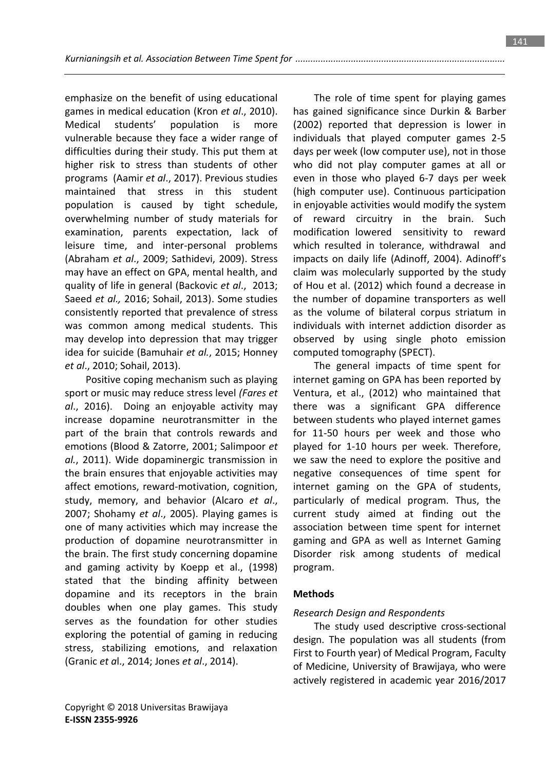emphasize on the benefit of using educational games in medical education (Kron *et al*., 2010). Medical students' population is more vulnerable because they face a wider range of difficulties during their study. This put them at higher risk to stress than students of other programs (Aamir *et al*., 2017). Previous studies maintained that stress in this student population is caused by tight schedule, overwhelming number of study materials for examination, parents expectation, lack of leisure time, and inter-personal problems (Abraham *et al*., 2009; Sathidevi, 2009). Stress may have an effect on GPA, mental health, and quality of life in general (Backovic *et al*., 2013; Saeed *et al.,* 2016; Sohail, 2013). Some studies consistently reported that prevalence of stress was common among medical students. This may develop into depression that may trigger idea for suicide (Bamuhair *et al.*, 2015; Honney *et al*., 2010; Sohail, 2013).

Positive coping mechanism such as playing sport or music may reduce stress level *(Fares et al*., 2016). Doing an enjoyable activity may increase dopamine neurotransmitter in the part of the brain that controls rewards and emotions (Blood & Zatorre, 2001; Salimpoor *et al.*, 2011). Wide dopaminergic transmission in the brain ensures that enjoyable activities may affect emotions, reward-motivation, cognition, study, memory, and behavior (Alcaro *et al*., 2007; Shohamy *et al*., 2005). Playing games is one of many activities which may increase the production of dopamine neurotransmitter in the brain. The first study concerning dopamine and gaming activity by Koepp et al., (1998) stated that the binding affinity between dopamine and its receptors in the brain doubles when one play games. This study serves as the foundation for other studies exploring the potential of gaming in reducing stress, stabilizing emotions, and relaxation (Granic *et a*l., 2014; Jones *et al*., 2014).

The role of time spent for playing games has gained significance since Durkin & Barber (2002) reported that depression is lower in individuals that played computer games 2-5 days per week (low computer use), not in those who did not play computer games at all or even in those who played 6-7 days per week (high computer use). Continuous participation in enjoyable activities would modify the system of reward circuitry in the brain. Such modification lowered sensitivity to reward which resulted in tolerance, withdrawal and impacts on daily life (Adinoff, 2004). Adinoff's claim was molecularly supported by the study of Hou et al. (2012) which found a decrease in the number of dopamine transporters as well as the volume of bilateral corpus striatum in individuals with internet addiction disorder as observed by using single photo emission computed tomography (SPECT).

The general impacts of time spent for internet gaming on GPA has been reported by Ventura, et al., (2012) who maintained that there was a significant GPA difference between students who played internet games for 11-50 hours per week and those who played for 1-10 hours per week. Therefore, we saw the need to explore the positive and negative consequences of time spent for internet gaming on the GPA of students, particularly of medical program. Thus, the current study aimed at finding out the association between time spent for internet gaming and GPA as well as Internet Gaming Disorder risk among students of medical program.

## Methods

### *Research Design and Respondents*

The study used descriptive cross-sectional design. The population was all students (from First to Fourth year) of Medical Program, Faculty of Medicine, University of Brawijaya, who were actively registered in academic year 2016/2017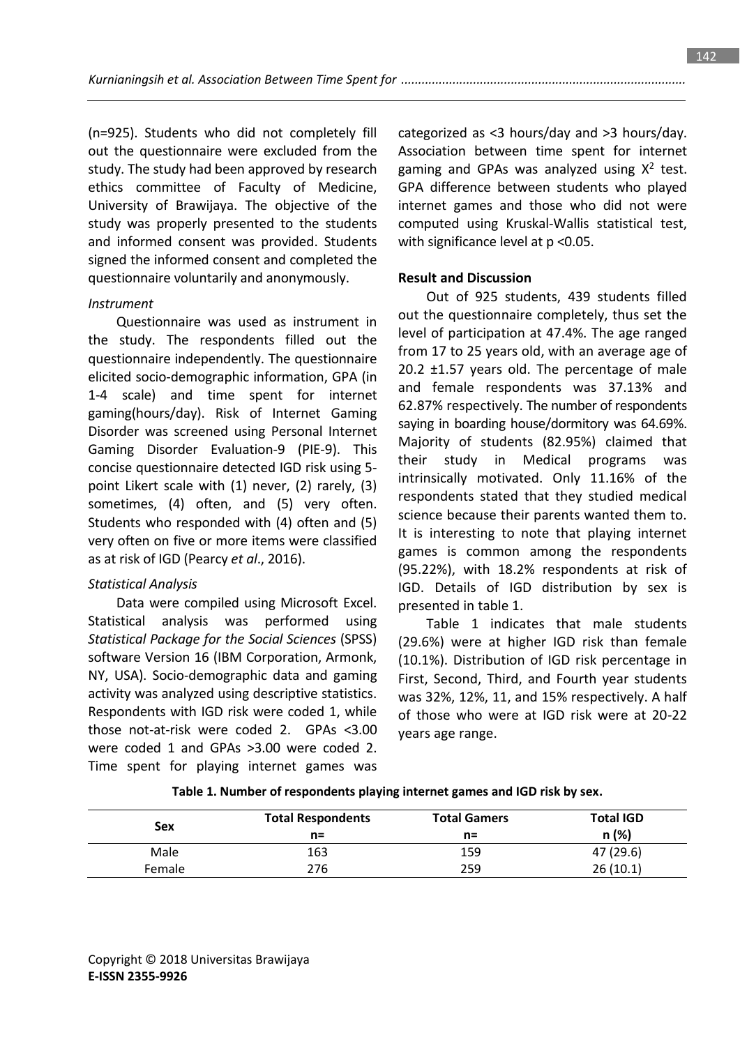(n=925). Students who did not completely fill out the questionnaire were excluded from the study. The study had been approved by research ethics committee of Faculty of Medicine, University of Brawijaya. The objective of the study was properly presented to the students and informed consent was provided. Students signed the informed consent and completed the questionnaire voluntarily and anonymously.

*Instrument*

Questionnaire was used as instrument in the study. The respondents filled out the questionnaire independently. The questionnaire elicited socio-demographic information, GPA (in 1-4 scale) and time spent for internet gaming(hours/day). Risk of Internet Gaming Disorder was screened using Personal Internet Gaming Disorder Evaluation-9 (PIE-9). This concise questionnaire detected IGD risk using 5-point Likert scale with (1) never, (2) rarely, (3) sometimes, (4) often, and (5) very often. Students who responded with (4) often and (5) very often on five or more items were classified as at risk of IGD (Pearcy *et al*., 2016).

*Statistical Analysis*

Data were compiled using Microsoft Excel. Statistical analysis was performed using *Statistical Package for the Social Sciences* (SPSS) software Version 16 (IBM Corporation, Armonk, NY, USA). Socio-demographic data and gaming activity was analyzed using descriptive statistics. Respondents with IGD risk were coded 1, while those not-at-risk were coded 2. GPAs <3.00 were coded 1 and GPAs >3.00 were coded 2. Time spent for playing internet games was categorized as <3 hours/day and >3 hours/day. Association between time spent for internet gaming and GPAs was analyzed using $X^2$ test. GPA difference between students who played internet games and those who did not were computed using Kruskal-Wallis statistical test, with significance level at $p < 0.05$.

**Result and Discussion**

Out of 925 students, 439 students filled out the questionnaire completely, thus set the level of participation at 47.4%. The age ranged from 17 to 25 years old, with an average age of 20.2 ±1.57 years old. The percentage of male and female respondents was 37.13% and 62.87% respectively. The number of respondents saying in boarding house/dormitory was 64.69%. Majority of students (82.95%) claimed that their study in Medical programs was intrinsically motivated. Only 11.16% of the respondents stated that they studied medical science because their parents wanted them to. It is interesting to note that playing internet games is common among the respondents (95.22%), with 18.2% respondents at risk of IGD. Details of IGD distribution by sex is presented in table 1.

Table 1 indicates that male students (29.6%) were at higher IGD risk than female (10.1%). Distribution of IGD risk percentage in First, Second, Third, and Fourth year students was 32%, 12%, 11, and 15% respectively. A half of those who were at IGD risk were at 20-22 years age range.

**Table 1. Number of respondents playing internet games and IGD risk by sex.**

| Sex | Total Respondents n= | Total Gamers n= | Total IGD n (%) |
|---|---|---|---|
| Male | 163 | 159 | 47 (29.6) |
| Female | 276 | 259 | 26 (10.1) |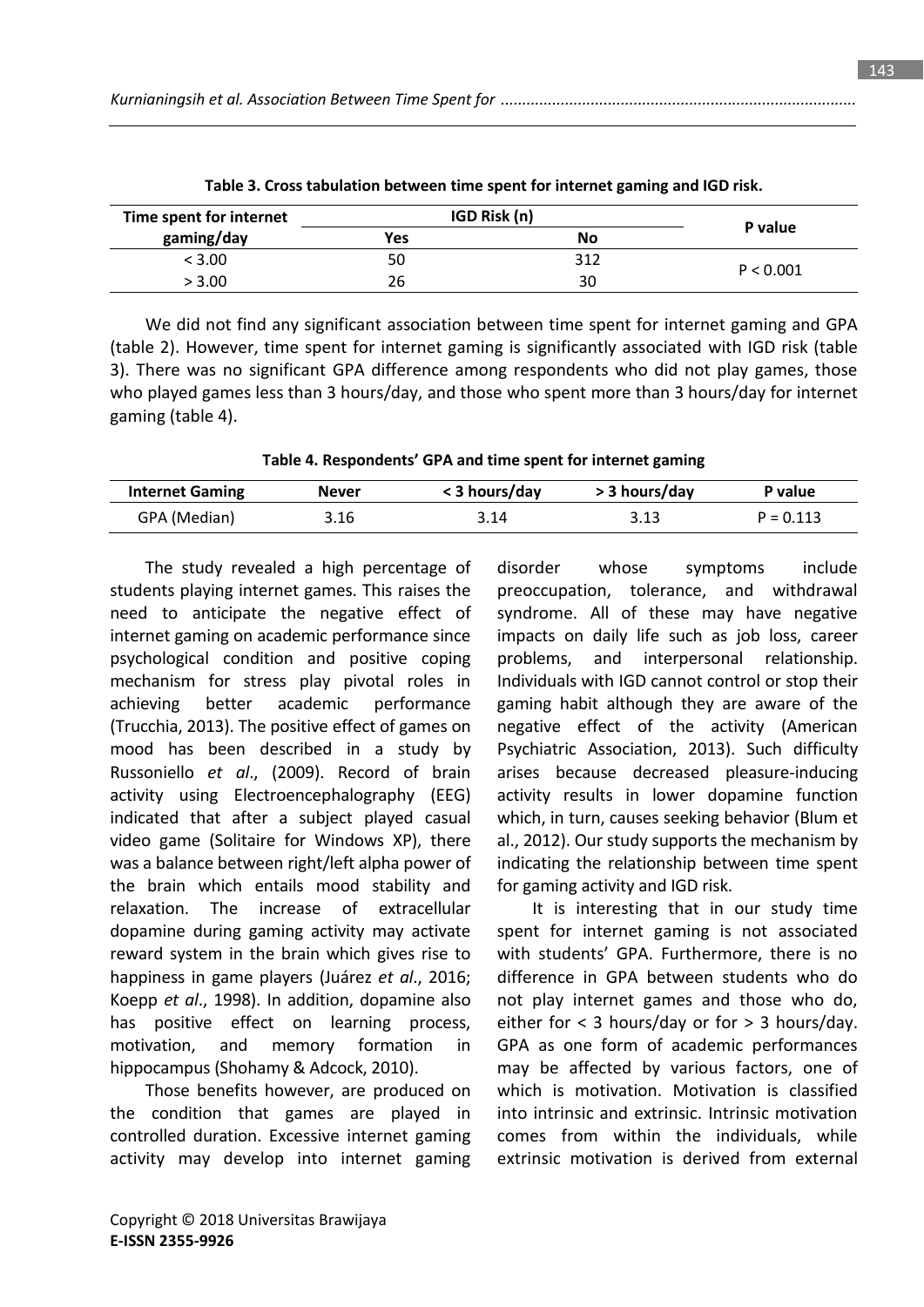**Table 3. Cross tabulation between time spent for internet gaming and IGD risk.**

| Time spent for internet gaming/day | IGD Risk (n) | | P value |
|---|---|---|---|
| | Yes | No | |
| < 3.00 | 50 | 312 | P < 0.001 |
| > 3.00 | 26 | 30 | |

We did not find any significant association between time spent for internet gaming and GPA (table 2). However, time spent for internet gaming is significantly associated with IGD risk (table 3). There was no significant GPA difference among respondents who did not play games, those who played games less than 3 hours/day, and those who spent more than 3 hours/day for internet gaming (table 4).

**Table 4. Respondents' GPA and time spent for internet gaming**

| Internet Gaming | Never | < 3 hours/day | > 3 hours/day | P value |
|---|---|---|---|---|
| GPA (Median) | 3.16 | 3.14 | 3.13 | P = 0.113 |

The study revealed a high percentage of students playing internet games. This raises the need to anticipate the negative effect of internet gaming on academic performance since psychological condition and positive coping mechanism for stress play pivotal roles in achieving better academic performance (Trucchia, 2013). The positive effect of games on mood has been described in a study by Russoniello *et al*., (2009). Record of brain activity using Electroencephalography (EEG) indicated that after a subject played casual video game (Solitaire for Windows XP), there was a balance between right/left alpha power of the brain which entails mood stability and relaxation. The increase of extracellular dopamine during gaming activity may activate reward system in the brain which gives rise to happiness in game players (Juárez *et al*., 2016; Koepp *et al*., 1998). In addition, dopamine also has positive effect on learning process, motivation, and memory formation in hippocampus (Shohamy & Adcock, 2010).

Those benefits however, are produced on the condition that games are played in controlled duration. Excessive internet gaming activity may develop into internet gaming disorder whose symptoms include preoccupation, tolerance, and withdrawal syndrome. All of these may have negative impacts on daily life such as job loss, career problems, and interpersonal relationship. Individuals with IGD cannot control or stop their gaming habit although they are aware of the negative effect of the activity (American Psychiatric Association, 2013). Such difficulty arises because decreased pleasure-inducing activity results in lower dopamine function which, in turn, causes seeking behavior (Blum et al., 2012). Our study supports the mechanism by indicating the relationship between time spent for gaming activity and IGD risk.

It is interesting that in our study time spent for internet gaming is not associated with students' GPA. Furthermore, there is no difference in GPA between students who do not play internet games and those who do, either for < 3 hours/day or for > 3 hours/day. GPA as one form of academic performances may be affected by various factors, one of which is motivation. Motivation is classified into intrinsic and extrinsic. Intrinsic motivation comes from within the individuals, while extrinsic motivation is derived from external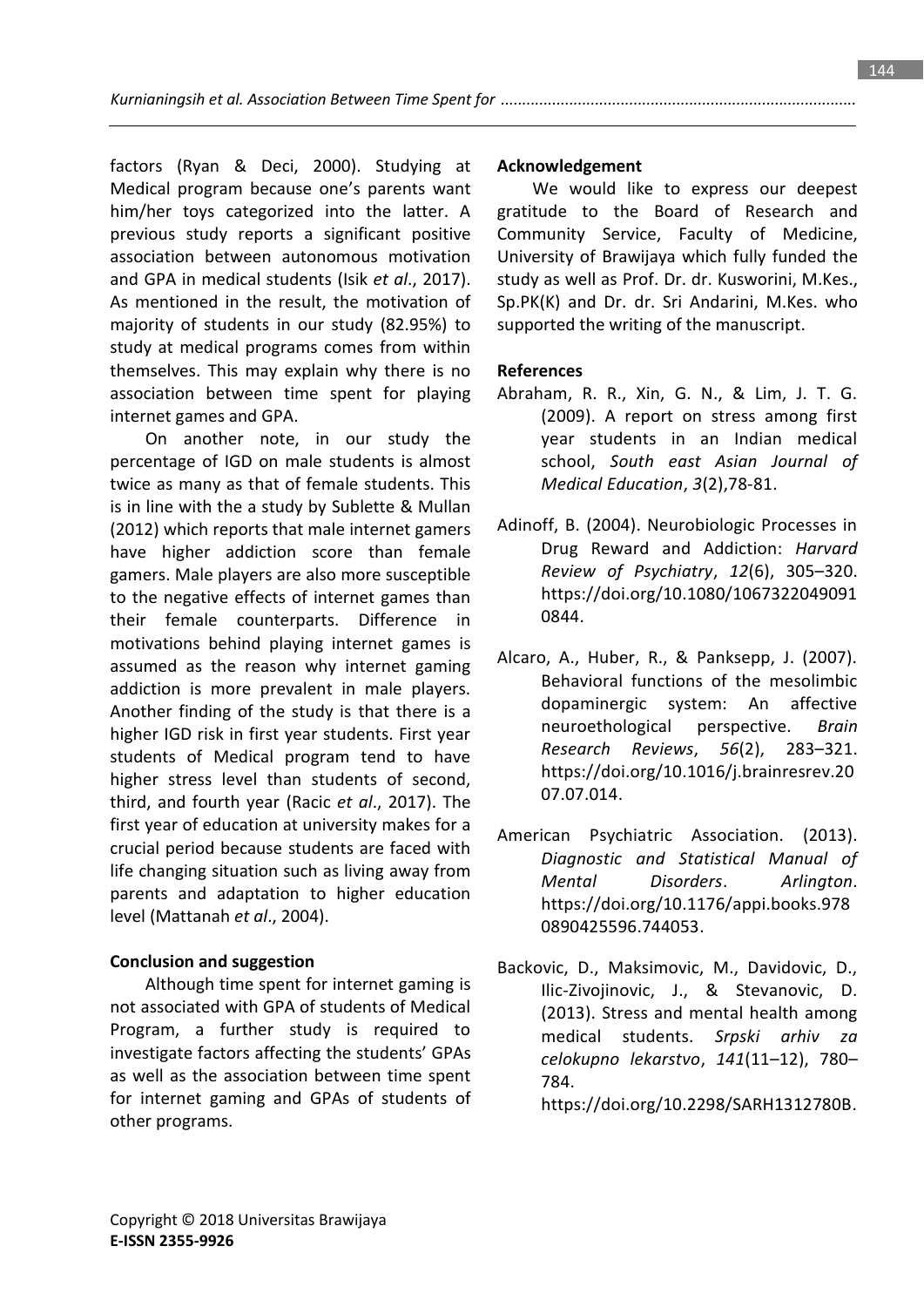factors (Ryan & Deci, 2000). Studying at Medical program because one's parents want him/her toys categorized into the latter. A previous study reports a significant positive association between autonomous motivation and GPA in medical students (Isik *et al*., 2017). As mentioned in the result, the motivation of majority of students in our study (82.95%) to study at medical programs comes from within themselves. This may explain why there is no association between time spent for playing internet games and GPA.

On another note, in our study the percentage of IGD on male students is almost twice as many as that of female students. This is in line with the a study by Sublette & Mullan (2012) which reports that male internet gamers have higher addiction score than female gamers. Male players are also more susceptible to the negative effects of internet games than their female counterparts. Difference in motivations behind playing internet games is assumed as the reason why internet gaming addiction is more prevalent in male players. Another finding of the study is that there is a higher IGD risk in first year students. First year students of Medical program tend to have higher stress level than students of second, third, and fourth year (Racic *et al*., 2017). The first year of education at university makes for a crucial period because students are faced with life changing situation such as living away from parents and adaptation to higher education level (Mattanah *et al*., 2004).

### Conclusion and suggestion

Although time spent for internet gaming is not associated with GPA of students of Medical Program, a further study is required to investigate factors affecting the students' GPAs as well as the association between time spent for internet gaming and GPAs of students of other programs.

### Acknowledgement

We would like to express our deepest gratitude to the Board of Research and Community Service, Faculty of Medicine, University of Brawijaya which fully funded the study as well as Prof. Dr. dr. Kusworini, M.Kes., Sp.PK(K) and Dr. dr. Sri Andarini, M.Kes. who supported the writing of the manuscript.

### References

Abraham, R. R., Xin, G. N., & Lim, J. T. G. (2009). A report on stress among first year students in an Indian medical school, *South east Asian Journal of Medical Education*, *3*(2),78-81.

Adinoff, B. (2004). Neurobiologic Processes in Drug Reward and Addiction: *Harvard Review of Psychiatry*, *12*(6), 305–320. https://doi.org/10.1080/10673220490910844.

Alcaro, A., Huber, R., & Panksepp, J. (2007). Behavioral functions of the mesolimbic dopaminergic system: An affective neuroethological perspective. *Brain Research Reviews*, *56*(2), 283–321. https://doi.org/10.1016/j.brainresrev.2007.07.014.

American Psychiatric Association. (2013). *Diagnostic and Statistical Manual of Mental Disorders*. *Arlington*. https://doi.org/10.1176/appi.books.9780890425596.744053.

Backovic, D., Maksimovic, M., Davidovic, D., Ilic-Zivojinovic, J., & Stevanovic, D. (2013). Stress and mental health among medical students. *Srpski arhiv za celokupno lekarstvo*, *141*(11–12), 780–784. https://doi.org/10.2298/SARH1312780B.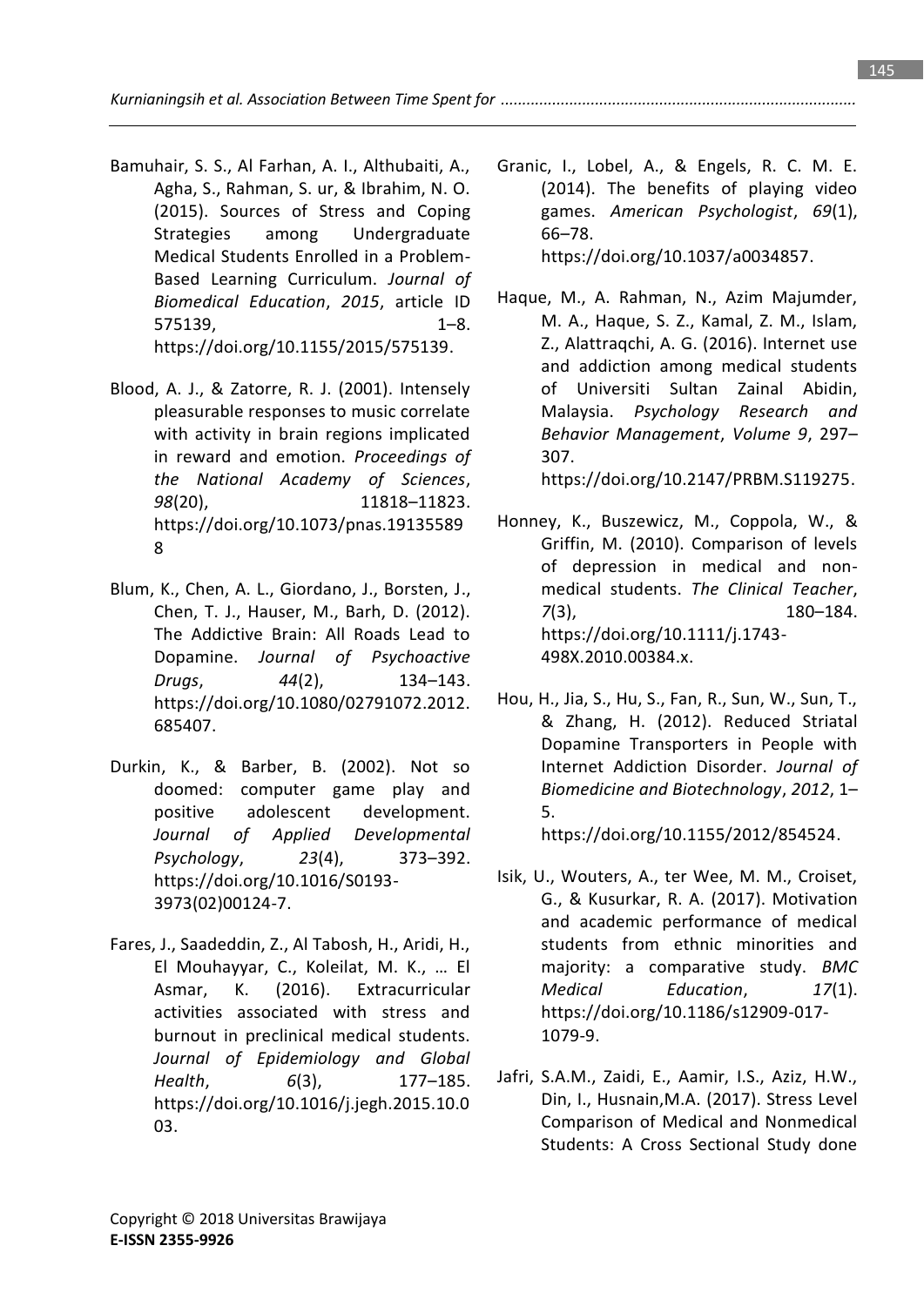Bamuhair, S. S., Al Farhan, A. I., Althubaiti, A., Agha, S., Rahman, S. ur, & Ibrahim, N. O. (2015). Sources of Stress and Coping Strategies among Undergraduate Medical Students Enrolled in a Problem-Based Learning Curriculum. *Journal of Biomedical Education*, *2015*, article ID 575139, 1–8. https://doi.org/10.1155/2015/575139.

Blood, A. J., & Zatorre, R. J. (2001). Intensely pleasurable responses to music correlate with activity in brain regions implicated in reward and emotion. *Proceedings of the National Academy of Sciences*, *98*(20), 11818–11823. https://doi.org/10.1073/pnas.191355898

Blum, K., Chen, A. L., Giordano, J., Borsten, J., Chen, T. J., Hauser, M., Barh, D. (2012). The Addictive Brain: All Roads Lead to Dopamine. *Journal of Psychoactive Drugs*, *44*(2), 134–143. https://doi.org/10.1080/02791072.2012.685407.

Durkin, K., & Barber, B. (2002). Not so doomed: computer game play and positive adolescent development. *Journal of Applied Developmental Psychology*, *23*(4), 373–392. https://doi.org/10.1016/S0193-3973(02)00124-7.

Fares, J., Saadeddin, Z., Al Tabosh, H., Aridi, H., El Mouhayyar, C., Koleilat, M. K., … El Asmar, K. (2016). Extracurricular activities associated with stress and burnout in preclinical medical students. *Journal of Epidemiology and Global Health*, *6*(3), 177–185. https://doi.org/10.1016/j.jegh.2015.10.003.

Granic, I., Lobel, A., & Engels, R. C. M. E. (2014). The benefits of playing video games. *American Psychologist*, *69*(1), 66–78. https://doi.org/10.1037/a0034857.

Haque, M., A. Rahman, N., Azim Majumder, M. A., Haque, S. Z., Kamal, Z. M., Islam, Z., Alattraqchi, A. G. (2016). Internet use and addiction among medical students of Universiti Sultan Zainal Abidin, Malaysia. *Psychology Research and Behavior Management*, *Volume 9*, 297–307. https://doi.org/10.2147/PRBM.S119275.

Honney, K., Buszewicz, M., Coppola, W., & Griffin, M. (2010). Comparison of levels of depression in medical and non-medical students. *The Clinical Teacher*, *7*(3), 180–184. https://doi.org/10.1111/j.1743-498X.2010.00384.x.

Hou, H., Jia, S., Hu, S., Fan, R., Sun, W., Sun, T., & Zhang, H. (2012). Reduced Striatal Dopamine Transporters in People with Internet Addiction Disorder. *Journal of Biomedicine and Biotechnology*, *2012*, 1–5. https://doi.org/10.1155/2012/854524.

Isik, U., Wouters, A., ter Wee, M. M., Croiset, G., & Kusurkar, R. A. (2017). Motivation and academic performance of medical students from ethnic minorities and majority: a comparative study. *BMC Medical Education*, *17*(1). https://doi.org/10.1186/s12909-017-1079-9.

Jafri, S.A.M., Zaidi, E., Aamir, I.S., Aziz, H.W., Din, I., Husnain,M.A. (2017). Stress Level Comparison of Medical and Nonmedical Students: A Cross Sectional Study done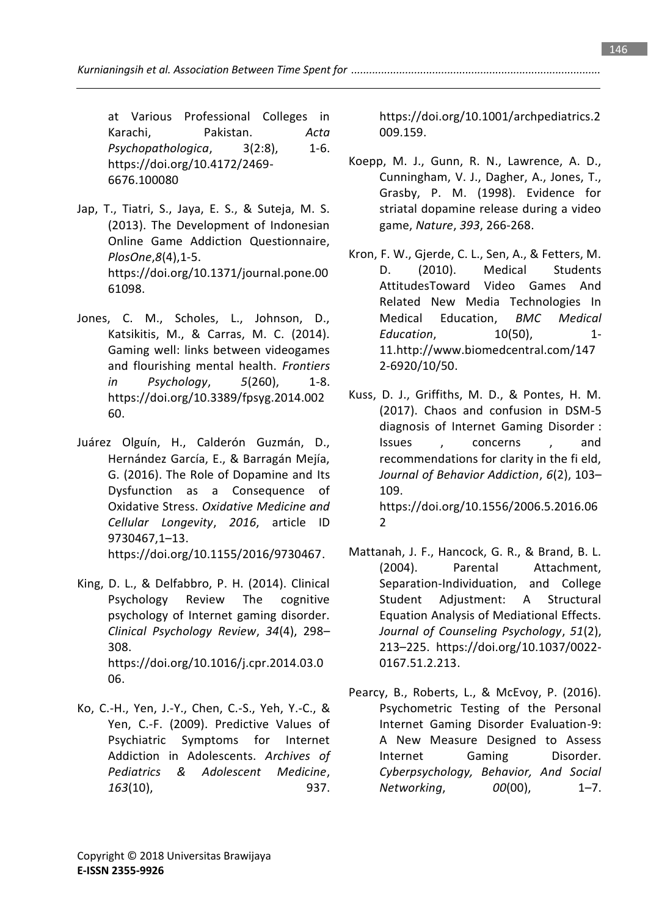at Various Professional Colleges in Karachi, Pakistan. *Acta Psychopathologica*, 3(2:8), 1-6. https://doi.org/10.4172/2469-6676.100080

Jap, T., Tiatri, S., Jaya, E. S., & Suteja, M. S. (2013). The Development of Indonesian Online Game Addiction Questionnaire, *PlosOne*,*8*(4),1-5. https://doi.org/10.1371/journal.pone.0061098.

Jones, C. M., Scholes, L., Johnson, D., Katsikitis, M., & Carras, M. C. (2014). Gaming well: links between videogames and flourishing mental health. *Frontiers in Psychology*, *5*(260), 1-8. https://doi.org/10.3389/fpsyg.2014.00260.

Juárez Olguín, H., Calderón Guzmán, D., Hernández García, E., & Barragán Mejía, G. (2016). The Role of Dopamine and Its Dysfunction as a Consequence of Oxidative Stress. *Oxidative Medicine and Cellular Longevity*, *2016*, article ID 9730467,1–13. https://doi.org/10.1155/2016/9730467.

King, D. L., & Delfabbro, P. H. (2014). Clinical Psychology Review The cognitive psychology of Internet gaming disorder. *Clinical Psychology Review*, *34*(4), 298–308. https://doi.org/10.1016/j.cpr.2014.03.006.

Ko, C.-H., Yen, J.-Y., Chen, C.-S., Yeh, Y.-C., & Yen, C.-F. (2009). Predictive Values of Psychiatric Symptoms for Internet Addiction in Adolescents. *Archives of Pediatrics & Adolescent Medicine*, *163*(10), 937. https://doi.org/10.1001/archpediatrics.2009.159.

Koepp, M. J., Gunn, R. N., Lawrence, A. D., Cunningham, V. J., Dagher, A., Jones, T., Grasby, P. M. (1998). Evidence for striatal dopamine release during a video game, *Nature*, *393*, 266-268.

Kron, F. W., Gjerde, C. L., Sen, A., & Fetters, M. D. (2010). Medical Students AttitudesToward Video Games And Related New Media Technologies In Medical Education, *BMC Medical Education*, 10(50), 1-11.http://www.biomedcentral.com/1472-6920/10/50.

Kuss, D. J., Griffiths, M. D., & Pontes, H. M. (2017). Chaos and confusion in DSM-5 diagnosis of Internet Gaming Disorder : Issues , concerns , and recommendations for clarity in the fi eld, *Journal of Behavior Addiction*, *6*(2), 103–109. https://doi.org/10.1556/2006.5.2016.062

Mattanah, J. F., Hancock, G. R., & Brand, B. L. (2004). Parental Attachment, Separation-Individuation, and College Student Adjustment: A Structural Equation Analysis of Mediational Effects. *Journal of Counseling Psychology*, *51*(2), 213–225. https://doi.org/10.1037/0022-0167.51.2.213.

Pearcy, B., Roberts, L., & McEvoy, P. (2016). Psychometric Testing of the Personal Internet Gaming Disorder Evaluation-9: A New Measure Designed to Assess Internet Gaming Disorder. *Cyberpsychology, Behavior, And Social Networking*, *00*(00), 1–7.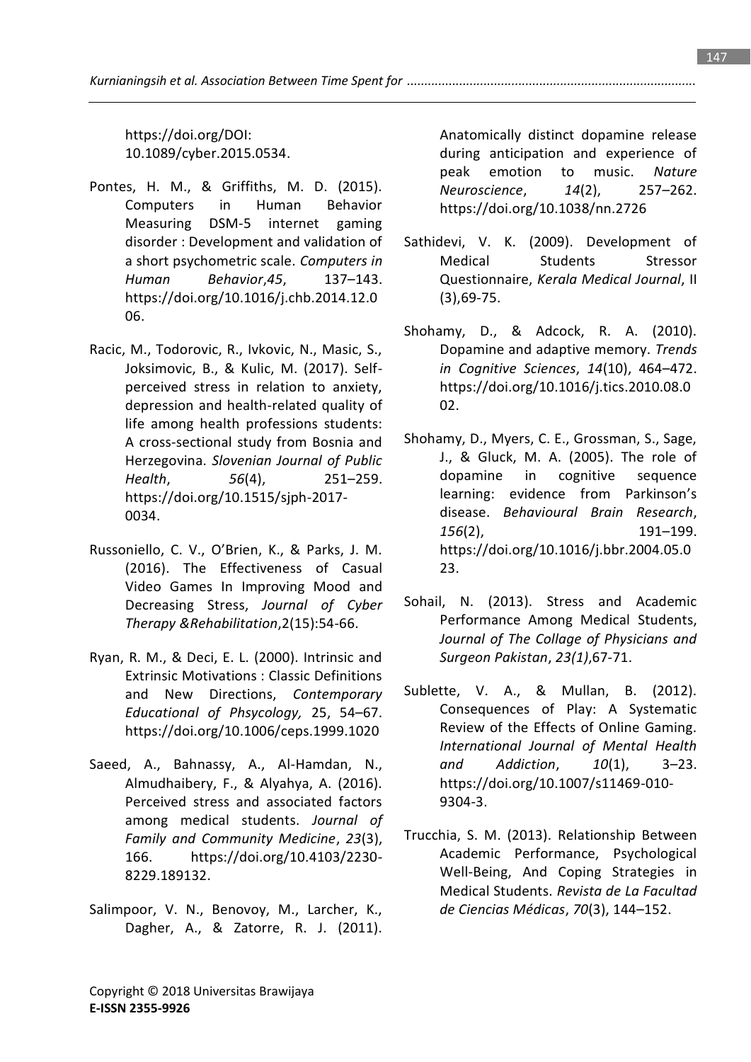https://doi.org/DOI: 10.1089/cyber.2015.0534.

Pontes, H. M., & Griffiths, M. D. (2015). Computers in Human Behavior Measuring DSM-5 internet gaming disorder : Development and validation of a short psychometric scale. *Computers in Human Behavior*,*45*, 137–143. https://doi.org/10.1016/j.chb.2014.12.006.

Racic, M., Todorovic, R., Ivkovic, N., Masic, S., Joksimovic, B., & Kulic, M. (2017). Self-perceived stress in relation to anxiety, depression and health-related quality of life among health professions students: A cross-sectional study from Bosnia and Herzegovina. *Slovenian Journal of Public Health*, *56*(4), 251–259. https://doi.org/10.1515/sjph-2017-0034.

Russoniello, C. V., O'Brien, K., & Parks, J. M. (2016). The Effectiveness of Casual Video Games In Improving Mood and Decreasing Stress, *Journal of Cyber Therapy &Rehabilitation*,2(15):54-66.

Ryan, R. M., & Deci, E. L. (2000). Intrinsic and Extrinsic Motivations : Classic Definitions and New Directions, *Contemporary Educational of Phsycology,* 25, 54–67. https://doi.org/10.1006/ceps.1999.1020

Saeed, A., Bahnassy, A., Al-Hamdan, N., Almudhaibery, F., & Alyahya, A. (2016). Perceived stress and associated factors among medical students. *Journal of Family and Community Medicine*, *23*(3), 166. https://doi.org/10.4103/2230-8229.189132.

Salimpoor, V. N., Benovoy, M., Larcher, K., Dagher, A., & Zatorre, R. J. (2011). Anatomically distinct dopamine release during anticipation and experience of peak emotion to music. *Nature Neuroscience*, *14*(2), 257–262. https://doi.org/10.1038/nn.2726

Sathidevi, V. K. (2009). Development of Medical Students Stressor Questionnaire, *Kerala Medical Journal*, II (3),69-75.

Shohamy, D., & Adcock, R. A. (2010). Dopamine and adaptive memory. *Trends in Cognitive Sciences*, *14*(10), 464–472. https://doi.org/10.1016/j.tics.2010.08.002.

Shohamy, D., Myers, C. E., Grossman, S., Sage, J., & Gluck, M. A. (2005). The role of dopamine in cognitive sequence learning: evidence from Parkinson's disease. *Behavioural Brain Research*, *156*(2), 191–199. https://doi.org/10.1016/j.bbr.2004.05.023.

Sohail, N. (2013). Stress and Academic Performance Among Medical Students, *Journal of The Collage of Physicians and Surgeon Pakistan*, *23(1)*,67-71.

Sublette, V. A., & Mullan, B. (2012). Consequences of Play: A Systematic Review of the Effects of Online Gaming. *International Journal of Mental Health and Addiction*, *10*(1), 3–23. https://doi.org/10.1007/s11469-010-9304-3.

Trucchia, S. M. (2013). Relationship Between Academic Performance, Psychological Well-Being, And Coping Strategies in Medical Students. *Revista de La Facultad de Ciencias Médicas*, *70*(3), 144–152.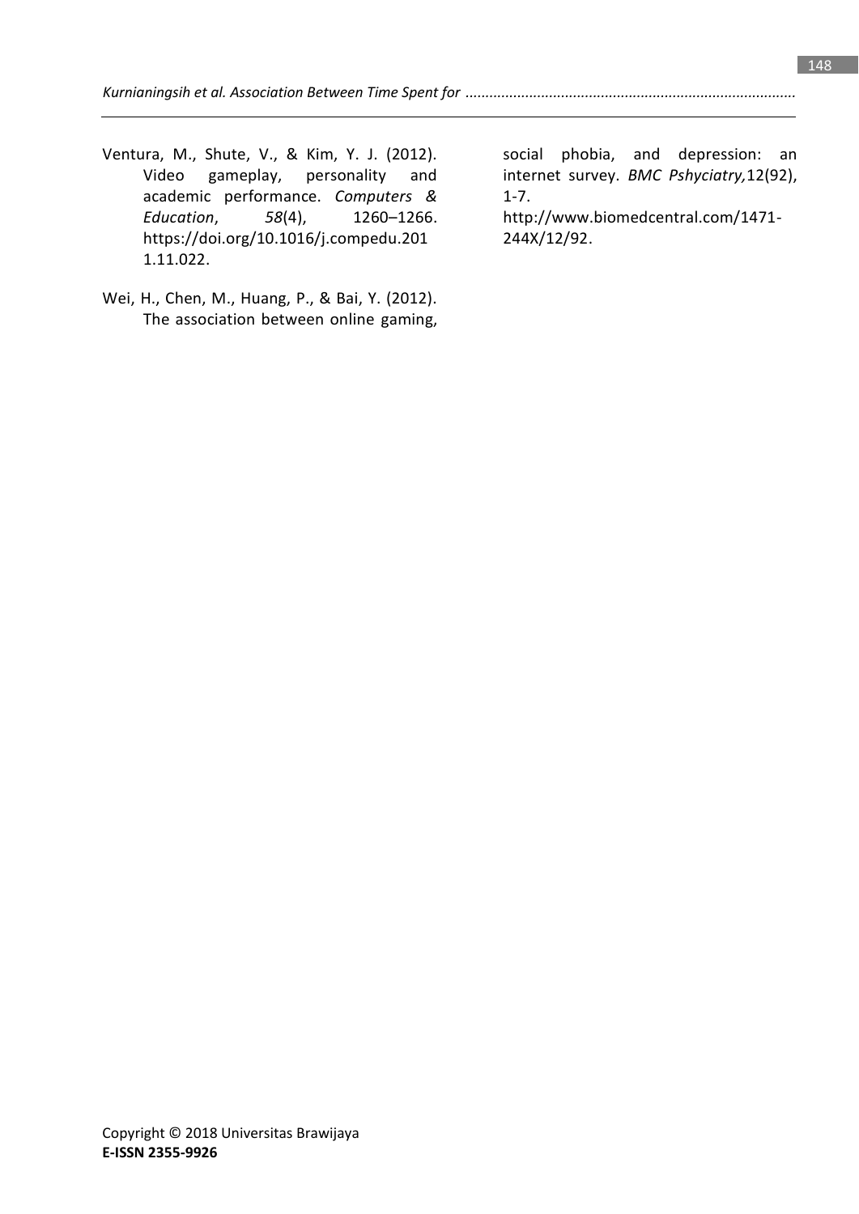Ventura, M., Shute, V., & Kim, Y. J. (2012). Video gameplay, personality and academic performance. *Computers & Education*, *58*(4), 1260–1266. https://doi.org/10.1016/j.compedu.2011.11.022.

Wei, H., Chen, M., Huang, P., & Bai, Y. (2012). The association between online gaming, social phobia, and depression: an internet survey. *BMC Pshyciatry,*12(92), 1-7. http://www.biomedcentral.com/1471-244X/12/92.

Copyright © 2018 Universitas Brawijaya
**E-ISSN 2355-9926**